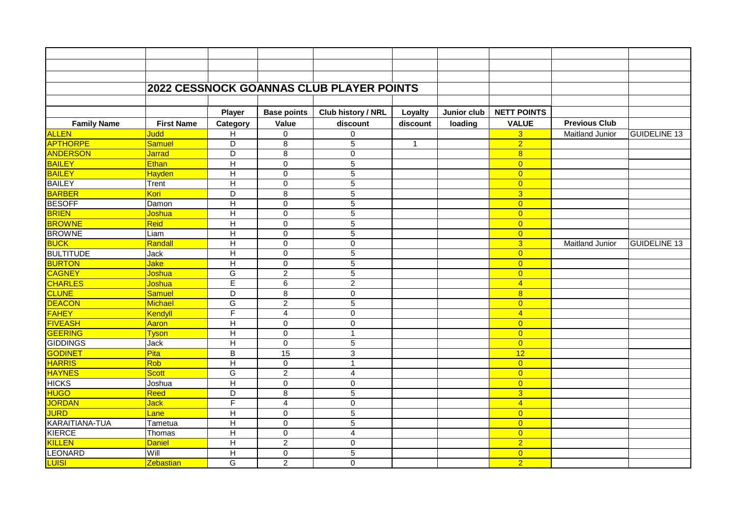## 2022 CESSNOCK GOANNAS CLUB PLAYER POINTS

| Family Name | First Name | Player Category | Base points Value | Club history / NRL discount | Loyalty discount | Junior club loading | NETT POINTS VALUE | Previous Club | |
|---|---|---|---|---|---|---|---|---|---|
| ALLEN | Judd | H | 0 | 0 | | | 3 | Maitland Junior | GUIDELINE 13 |
| APTHORPE | Samuel | D | 8 | 5 | 1 | | 2 | | |
| ANDERSON | Jarrad | D | 8 | 0 | | | 8 | | |
| BAILEY | Ethan | H | 0 | 5 | | | 0 | | |
| BAILEY | Hayden | H | 0 | 5 | | | 0 | | |
| BAILEY | Trent | H | 0 | 5 | | | 0 | | |
| BARBER | Kori | D | 8 | 5 | | | 3 | | |
| BESOFF | Damon | H | 0 | 5 | | | 0 | | |
| BRIEN | Joshua | H | 0 | 5 | | | 0 | | |
| BROWNE | Reid | H | 0 | 5 | | | 0 | | |
| BROWNE | Liam | H | 0 | 5 | | | 0 | | |
| BUCK | Randall | H | 0 | 0 | | | 3 | Maitland Junior | GUIDELINE 13 |
| BULTITUDE | Jack | H | 0 | 5 | | | 0 | | |
| BURTON | Jake | H | 0 | 5 | | | 0 | | |
| CAGNEY | Joshua | G | 2 | 5 | | | 0 | | |
| CHARLES | Joshua | E | 6 | 2 | | | 4 | | |
| CLUNE | Samuel | D | 8 | 0 | | | 8 | | |
| DEACON | Michael | G | 2 | 5 | | | 0 | | |
| FAHEY | Kendyll | F | 4 | 0 | | | 4 | | |
| FIVEASH | Aaron | H | 0 | 0 | | | 0 | | |
| GEERING | Tyson | H | 0 | 1 | | | 0 | | |
| GIDDINGS | Jack | H | 0 | 5 | | | 0 | | |
| GODINET | Pita | B | 15 | 3 | | | 12 | | |
| HARRIS | Rob | H | 0 | 1 | | | 0 | | |
| HAYNES | Scott | G | 2 | 4 | | | 0 | | |
| HICKS | Joshua | H | 0 | 0 | | | 0 | | |
| HUGO | Reed | D | 8 | 5 | | | 3 | | |
| JORDAN | Jack | F | 4 | 0 | | | 4 | | |
| JURD | Lane | H | 0 | 5 | | | 0 | | |
| KARAITIANA-TUA | Tametua | H | 0 | 5 | | | 0 | | |
| KIERCE | Thomas | H | 0 | 4 | | | 0 | | |
| KILLEN | Daniel | H | 2 | 0 | | | 2 | | |
| LEONARD | Will | H | 0 | 5 | | | 0 | | |
| LUISI | Zebastian | G | 2 | 0 | | | 2 | | |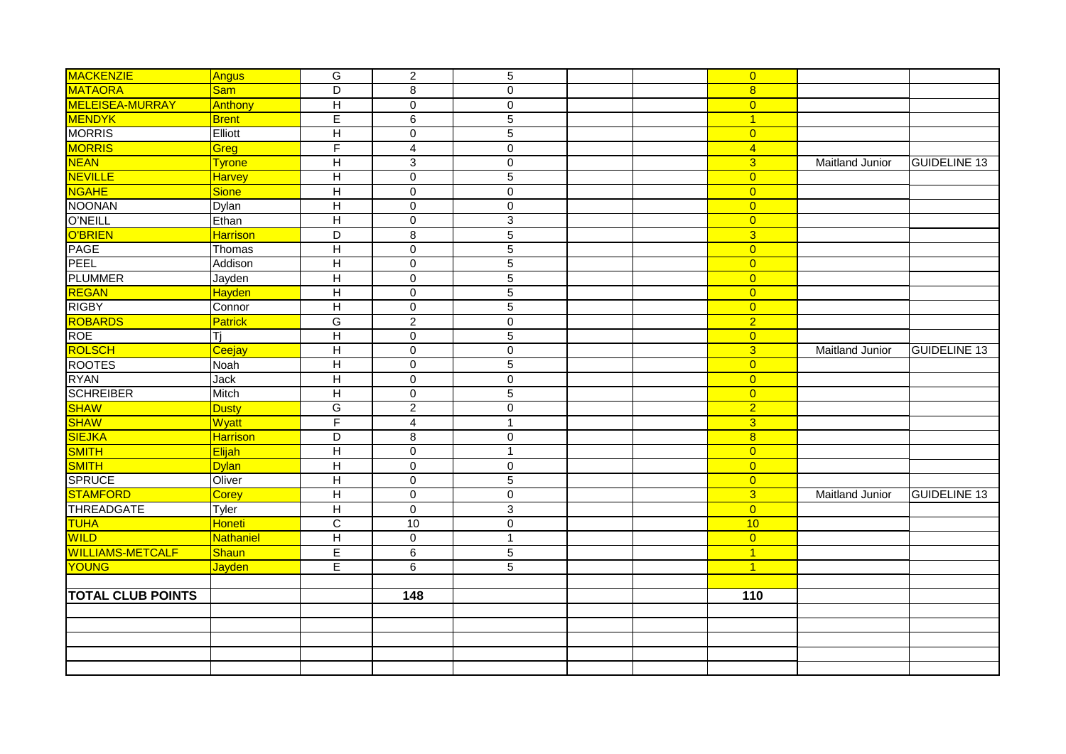| | | | | | | | | | |
|---|---|---|---|---|---|---|---|---|---|
| MACKENZIE | Angus | G | 2 | 5 | | | 0 | | |
| MATAORA | Sam | D | 8 | 0 | | | 8 | | |
| MELEISEA-MURRAY | Anthony | H | 0 | 0 | | | 0 | | |
| MENDYK | Brent | E | 6 | 5 | | | 1 | | |
| MORRIS | Elliott | H | 0 | 5 | | | 0 | | |
| MORRIS | Greg | F | 4 | 0 | | | 4 | | |
| NEAN | Tyrone | H | 3 | 0 | | | 3 | Maitland Junior | GUIDELINE 13 |
| NEVILLE | Harvey | H | 0 | 5 | | | 0 | | |
| NGAHE | Sione | H | 0 | 0 | | | 0 | | |
| NOONAN | Dylan | H | 0 | 0 | | | 0 | | |
| O'NEILL | Ethan | H | 0 | 3 | | | 0 | | |
| O'BRIEN | Harrison | D | 8 | 5 | | | 3 | | |
| PAGE | Thomas | H | 0 | 5 | | | 0 | | |
| PEEL | Addison | H | 0 | 5 | | | 0 | | |
| PLUMMER | Jayden | H | 0 | 5 | | | 0 | | |
| REGAN | Hayden | H | 0 | 5 | | | 0 | | |
| RIGBY | Connor | H | 0 | 5 | | | 0 | | |
| ROBARDS | Patrick | G | 2 | 0 | | | 2 | | |
| ROE | Tj | H | 0 | 5 | | | 0 | | |
| ROLSCH | Ceejay | H | 0 | 0 | | | 3 | Maitland Junior | GUIDELINE 13 |
| ROOTES | Noah | H | 0 | 5 | | | 0 | | |
| RYAN | Jack | H | 0 | 0 | | | 0 | | |
| SCHREIBER | Mitch | H | 0 | 5 | | | 0 | | |
| SHAW | Dusty | G | 2 | 0 | | | 2 | | |
| SHAW | Wyatt | F | 4 | 1 | | | 3 | | |
| SIEJKA | Harrison | D | 8 | 0 | | | 8 | | |
| SMITH | Elijah | H | 0 | 1 | | | 0 | | |
| SMITH | Dylan | H | 0 | 0 | | | 0 | | |
| SPRUCE | Oliver | H | 0 | 5 | | | 0 | | |
| STAMFORD | Corey | H | 0 | 0 | | | 3 | Maitland Junior | GUIDELINE 13 |
| THREADGATE | Tyler | H | 0 | 3 | | | 0 | | |
| TUHA | Honeti | C | 10 | 0 | | | 10 | | |
| WILD | Nathaniel | H | 0 | 1 | | | 0 | | |
| WILLIAMS-METCALF | Shaun | E | 6 | 5 | | | 1 | | |
| YOUNG | Jayden | E | 6 | 5 | | | 1 | | |
| | | | | | | | | | |
| **TOTAL CLUB POINTS** | | | **148** | | | | **110** | | |